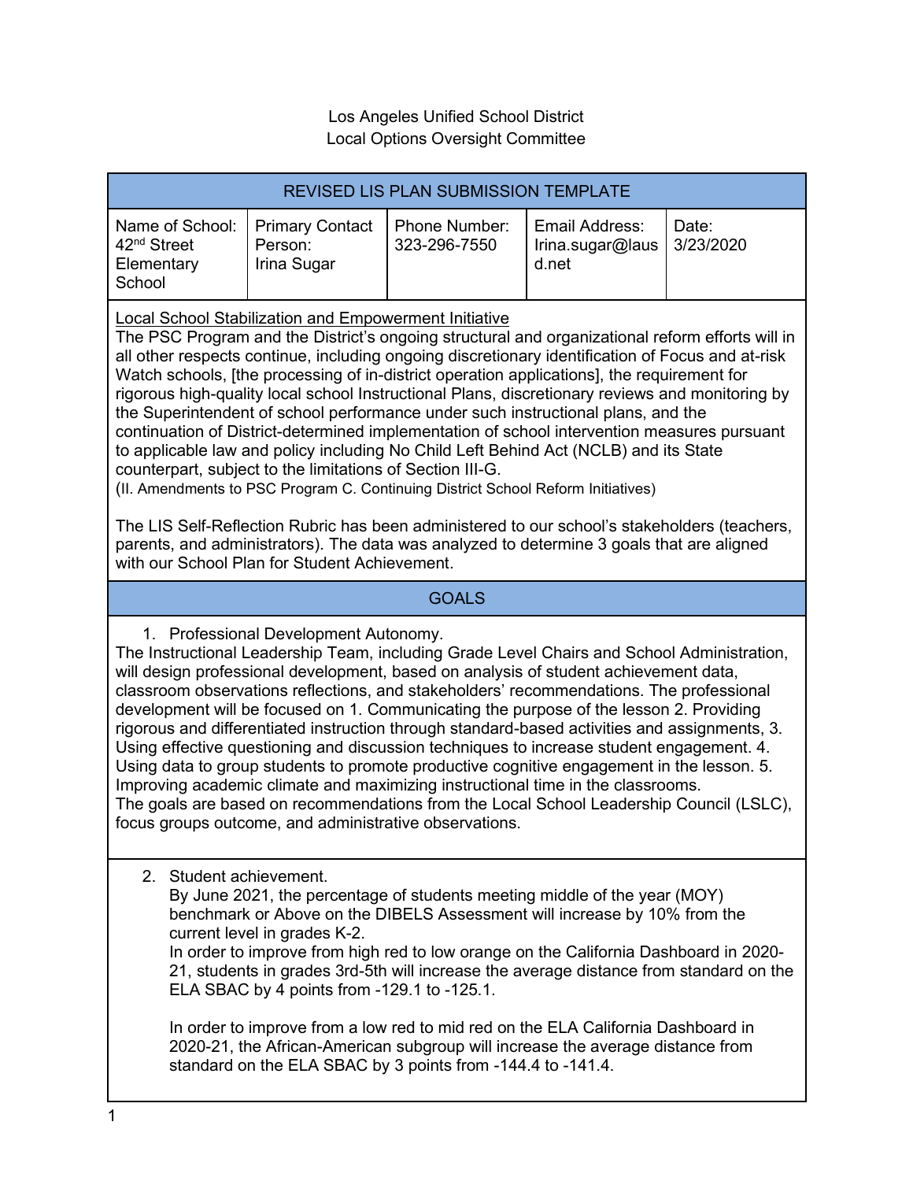Los Angeles Unified School District
Local Options Oversight Committee

| REVISED LIS PLAN SUBMISSION TEMPLATE | | | | |
|---|---|---|---|---|
| Name of School: 42nd Street Elementary School | Primary Contact Person: Irina Sugar | Phone Number: 323-296-7550 | Email Address: Irina.sugar@lausd.net | Date: 3/23/2020 |

Local School Stabilization and Empowerment Initiative

The PSC Program and the District's ongoing structural and organizational reform efforts will in all other respects continue, including ongoing discretionary identification of Focus and at-risk Watch schools, [the processing of in-district operation applications], the requirement for rigorous high-quality local school Instructional Plans, discretionary reviews and monitoring by the Superintendent of school performance under such instructional plans, and the continuation of District-determined implementation of school intervention measures pursuant to applicable law and policy including No Child Left Behind Act (NCLB) and its State counterpart, subject to the limitations of Section III-G.
(II. Amendments to PSC Program C. Continuing District School Reform Initiatives)

The LIS Self-Reflection Rubric has been administered to our school's stakeholders (teachers, parents, and administrators). The data was analyzed to determine 3 goals that are aligned with our School Plan for Student Achievement.

## GOALS

1. Professional Development Autonomy.

The Instructional Leadership Team, including Grade Level Chairs and School Administration, will design professional development, based on analysis of student achievement data, classroom observations reflections, and stakeholders' recommendations. The professional development will be focused on 1. Communicating the purpose of the lesson 2. Providing rigorous and differentiated instruction through standard-based activities and assignments, 3. Using effective questioning and discussion techniques to increase student engagement. 4. Using data to group students to promote productive cognitive engagement in the lesson. 5. Improving academic climate and maximizing instructional time in the classrooms.
The goals are based on recommendations from the Local School Leadership Council (LSLC), focus groups outcome, and administrative observations.

2. Student achievement.
   By June 2021, the percentage of students meeting middle of the year (MOY) benchmark or Above on the DIBELS Assessment will increase by 10% from the current level in grades K-2.
   In order to improve from high red to low orange on the California Dashboard in 2020-21, students in grades 3rd-5th will increase the average distance from standard on the ELA SBAC by 4 points from -129.1 to -125.1.

   In order to improve from a low red to mid red on the ELA California Dashboard in 2020-21, the African-American subgroup will increase the average distance from standard on the ELA SBAC by 3 points from -144.4 to -141.4.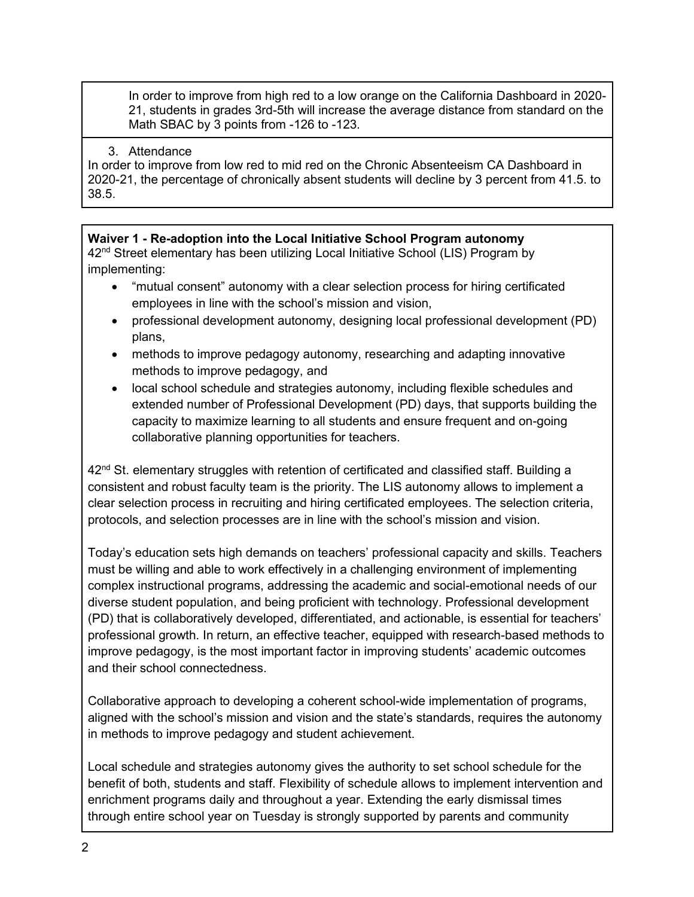In order to improve from high red to a low orange on the California Dashboard in 2020-21, students in grades 3rd-5th will increase the average distance from standard on the Math SBAC by 3 points from -126 to -123.

3. Attendance

In order to improve from low red to mid red on the Chronic Absenteeism CA Dashboard in 2020-21, the percentage of chronically absent students will decline by 3 percent from 41.5. to 38.5.

**Waiver 1 - Re-adoption into the Local Initiative School Program autonomy**

42nd Street elementary has been utilizing Local Initiative School (LIS) Program by implementing:

- "mutual consent" autonomy with a clear selection process for hiring certificated employees in line with the school's mission and vision,
- professional development autonomy, designing local professional development (PD) plans,
- methods to improve pedagogy autonomy, researching and adapting innovative methods to improve pedagogy, and
- local school schedule and strategies autonomy, including flexible schedules and extended number of Professional Development (PD) days, that supports building the capacity to maximize learning to all students and ensure frequent and on-going collaborative planning opportunities for teachers.

42nd St. elementary struggles with retention of certificated and classified staff. Building a consistent and robust faculty team is the priority. The LIS autonomy allows to implement a clear selection process in recruiting and hiring certificated employees. The selection criteria, protocols, and selection processes are in line with the school's mission and vision.

Today's education sets high demands on teachers' professional capacity and skills. Teachers must be willing and able to work effectively in a challenging environment of implementing complex instructional programs, addressing the academic and social-emotional needs of our diverse student population, and being proficient with technology. Professional development (PD) that is collaboratively developed, differentiated, and actionable, is essential for teachers' professional growth. In return, an effective teacher, equipped with research-based methods to improve pedagogy, is the most important factor in improving students' academic outcomes and their school connectedness.

Collaborative approach to developing a coherent school-wide implementation of programs, aligned with the school's mission and vision and the state's standards, requires the autonomy in methods to improve pedagogy and student achievement.

Local schedule and strategies autonomy gives the authority to set school schedule for the benefit of both, students and staff. Flexibility of schedule allows to implement intervention and enrichment programs daily and throughout a year. Extending the early dismissal times through entire school year on Tuesday is strongly supported by parents and community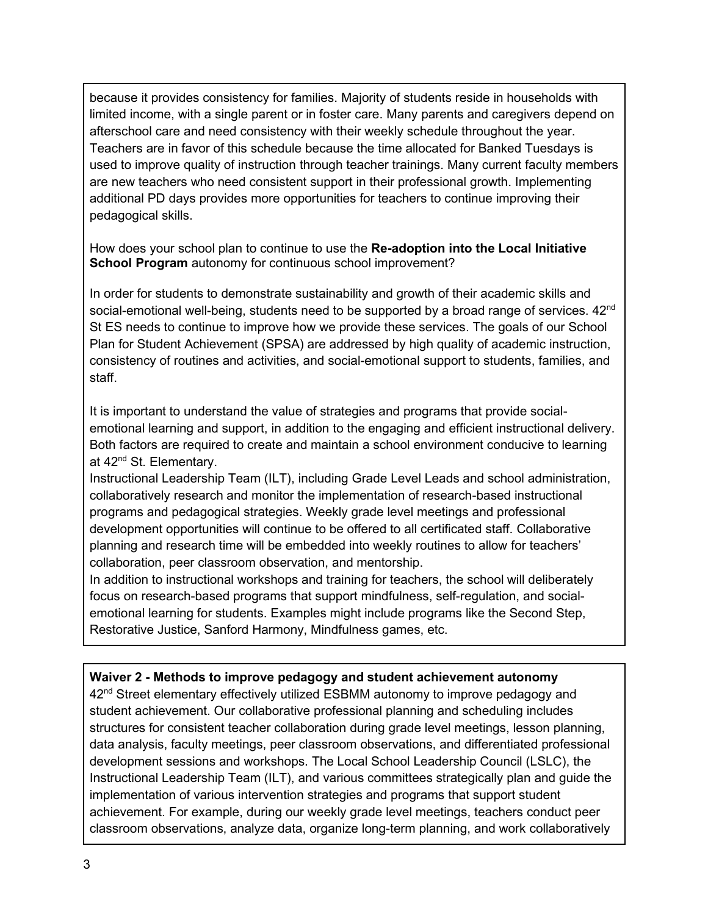because it provides consistency for families. Majority of students reside in households with limited income, with a single parent or in foster care. Many parents and caregivers depend on afterschool care and need consistency with their weekly schedule throughout the year. Teachers are in favor of this schedule because the time allocated for Banked Tuesdays is used to improve quality of instruction through teacher trainings. Many current faculty members are new teachers who need consistent support in their professional growth. Implementing additional PD days provides more opportunities for teachers to continue improving their pedagogical skills.

How does your school plan to continue to use the **Re-adoption into the Local Initiative School Program** autonomy for continuous school improvement?

In order for students to demonstrate sustainability and growth of their academic skills and social-emotional well-being, students need to be supported by a broad range of services. 42nd St ES needs to continue to improve how we provide these services. The goals of our School Plan for Student Achievement (SPSA) are addressed by high quality of academic instruction, consistency of routines and activities, and social-emotional support to students, families, and staff.

It is important to understand the value of strategies and programs that provide social-emotional learning and support, in addition to the engaging and efficient instructional delivery. Both factors are required to create and maintain a school environment conducive to learning at 42nd St. Elementary.

Instructional Leadership Team (ILT), including Grade Level Leads and school administration, collaboratively research and monitor the implementation of research-based instructional programs and pedagogical strategies. Weekly grade level meetings and professional development opportunities will continue to be offered to all certificated staff. Collaborative planning and research time will be embedded into weekly routines to allow for teachers' collaboration, peer classroom observation, and mentorship.

In addition to instructional workshops and training for teachers, the school will deliberately focus on research-based programs that support mindfulness, self-regulation, and social-emotional learning for students. Examples might include programs like the Second Step, Restorative Justice, Sanford Harmony, Mindfulness games, etc.

**Waiver 2 - Methods to improve pedagogy and student achievement autonomy**

42nd Street elementary effectively utilized ESBMM autonomy to improve pedagogy and student achievement. Our collaborative professional planning and scheduling includes structures for consistent teacher collaboration during grade level meetings, lesson planning, data analysis, faculty meetings, peer classroom observations, and differentiated professional development sessions and workshops. The Local School Leadership Council (LSLC), the Instructional Leadership Team (ILT), and various committees strategically plan and guide the implementation of various intervention strategies and programs that support student achievement. For example, during our weekly grade level meetings, teachers conduct peer classroom observations, analyze data, organize long-term planning, and work collaboratively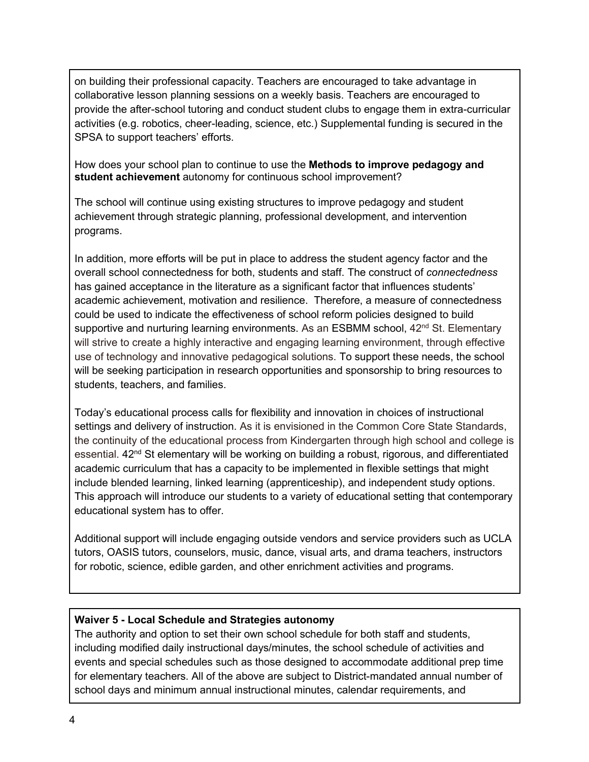on building their professional capacity. Teachers are encouraged to take advantage in collaborative lesson planning sessions on a weekly basis. Teachers are encouraged to provide the after-school tutoring and conduct student clubs to engage them in extra-curricular activities (e.g. robotics, cheer-leading, science, etc.) Supplemental funding is secured in the SPSA to support teachers' efforts.

How does your school plan to continue to use the **Methods to improve pedagogy and student achievement** autonomy for continuous school improvement?

The school will continue using existing structures to improve pedagogy and student achievement through strategic planning, professional development, and intervention programs.

In addition, more efforts will be put in place to address the student agency factor and the overall school connectedness for both, students and staff. The construct of *connectedness* has gained acceptance in the literature as a significant factor that influences students' academic achievement, motivation and resilience. Therefore, a measure of connectedness could be used to indicate the effectiveness of school reform policies designed to build supportive and nurturing learning environments. As an ESBMM school, 42nd St. Elementary will strive to create a highly interactive and engaging learning environment, through effective use of technology and innovative pedagogical solutions. To support these needs, the school will be seeking participation in research opportunities and sponsorship to bring resources to students, teachers, and families.

Today's educational process calls for flexibility and innovation in choices of instructional settings and delivery of instruction. As it is envisioned in the Common Core State Standards, the continuity of the educational process from Kindergarten through high school and college is essential. 42nd St elementary will be working on building a robust, rigorous, and differentiated academic curriculum that has a capacity to be implemented in flexible settings that might include blended learning, linked learning (apprenticeship), and independent study options. This approach will introduce our students to a variety of educational setting that contemporary educational system has to offer.

Additional support will include engaging outside vendors and service providers such as UCLA tutors, OASIS tutors, counselors, music, dance, visual arts, and drama teachers, instructors for robotic, science, edible garden, and other enrichment activities and programs.

**Waiver 5 - Local Schedule and Strategies autonomy**

The authority and option to set their own school schedule for both staff and students, including modified daily instructional days/minutes, the school schedule of activities and events and special schedules such as those designed to accommodate additional prep time for elementary teachers. All of the above are subject to District-mandated annual number of school days and minimum annual instructional minutes, calendar requirements, and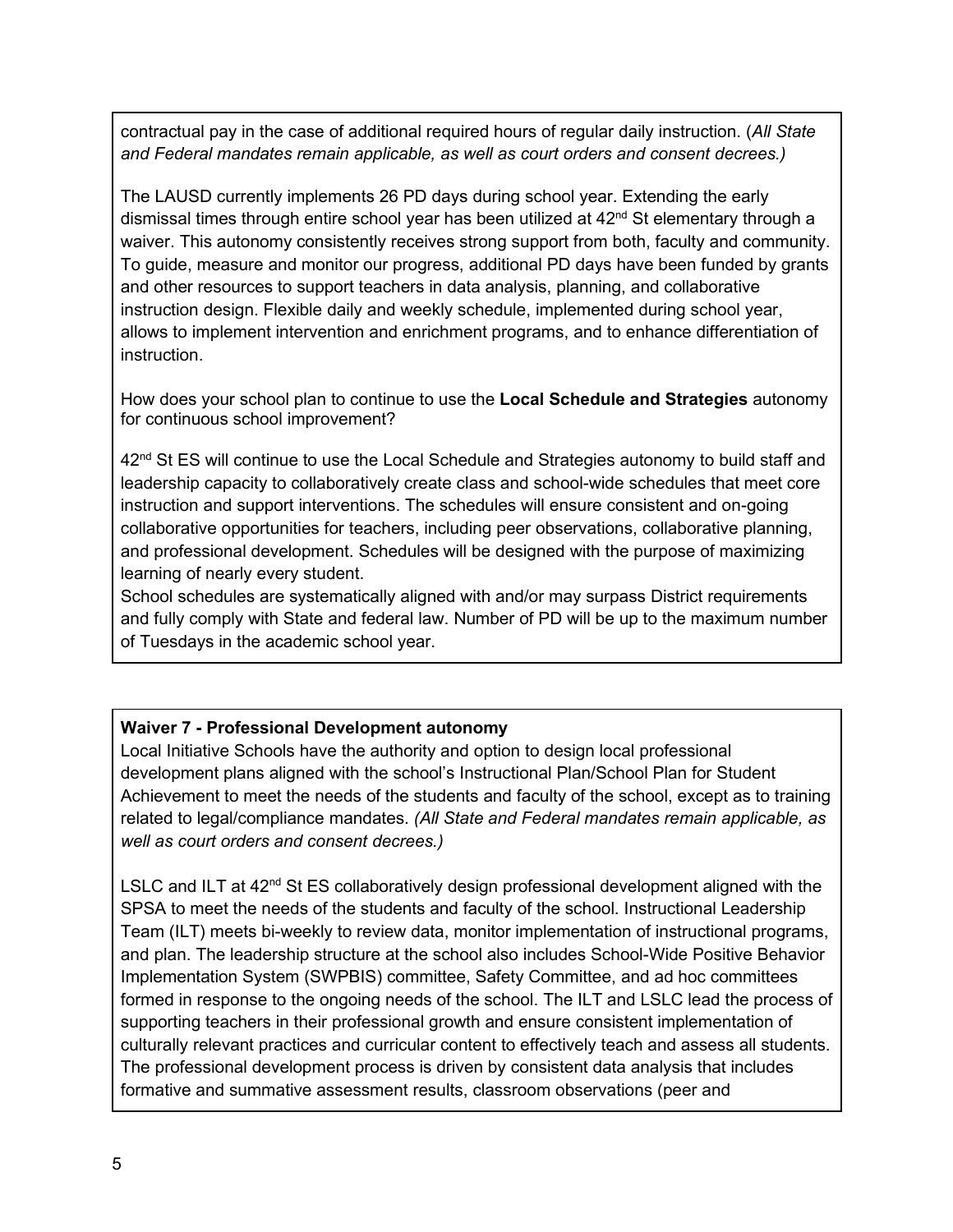contractual pay in the case of additional required hours of regular daily instruction. (*All State and Federal mandates remain applicable, as well as court orders and consent decrees.)*

The LAUSD currently implements 26 PD days during school year. Extending the early dismissal times through entire school year has been utilized at 42nd St elementary through a waiver. This autonomy consistently receives strong support from both, faculty and community. To guide, measure and monitor our progress, additional PD days have been funded by grants and other resources to support teachers in data analysis, planning, and collaborative instruction design. Flexible daily and weekly schedule, implemented during school year, allows to implement intervention and enrichment programs, and to enhance differentiation of instruction.

How does your school plan to continue to use the **Local Schedule and Strategies** autonomy for continuous school improvement?

42nd St ES will continue to use the Local Schedule and Strategies autonomy to build staff and leadership capacity to collaboratively create class and school-wide schedules that meet core instruction and support interventions. The schedules will ensure consistent and on-going collaborative opportunities for teachers, including peer observations, collaborative planning, and professional development. Schedules will be designed with the purpose of maximizing learning of nearly every student.
School schedules are systematically aligned with and/or may surpass District requirements and fully comply with State and federal law. Number of PD will be up to the maximum number of Tuesdays in the academic school year.

**Waiver 7 - Professional Development autonomy**
Local Initiative Schools have the authority and option to design local professional development plans aligned with the school's Instructional Plan/School Plan for Student Achievement to meet the needs of the students and faculty of the school, except as to training related to legal/compliance mandates. *(All State and Federal mandates remain applicable, as well as court orders and consent decrees.)*

LSLC and ILT at 42nd St ES collaboratively design professional development aligned with the SPSA to meet the needs of the students and faculty of the school. Instructional Leadership Team (ILT) meets bi-weekly to review data, monitor implementation of instructional programs, and plan. The leadership structure at the school also includes School-Wide Positive Behavior Implementation System (SWPBIS) committee, Safety Committee, and ad hoc committees formed in response to the ongoing needs of the school. The ILT and LSLC lead the process of supporting teachers in their professional growth and ensure consistent implementation of culturally relevant practices and curricular content to effectively teach and assess all students. The professional development process is driven by consistent data analysis that includes formative and summative assessment results, classroom observations (peer and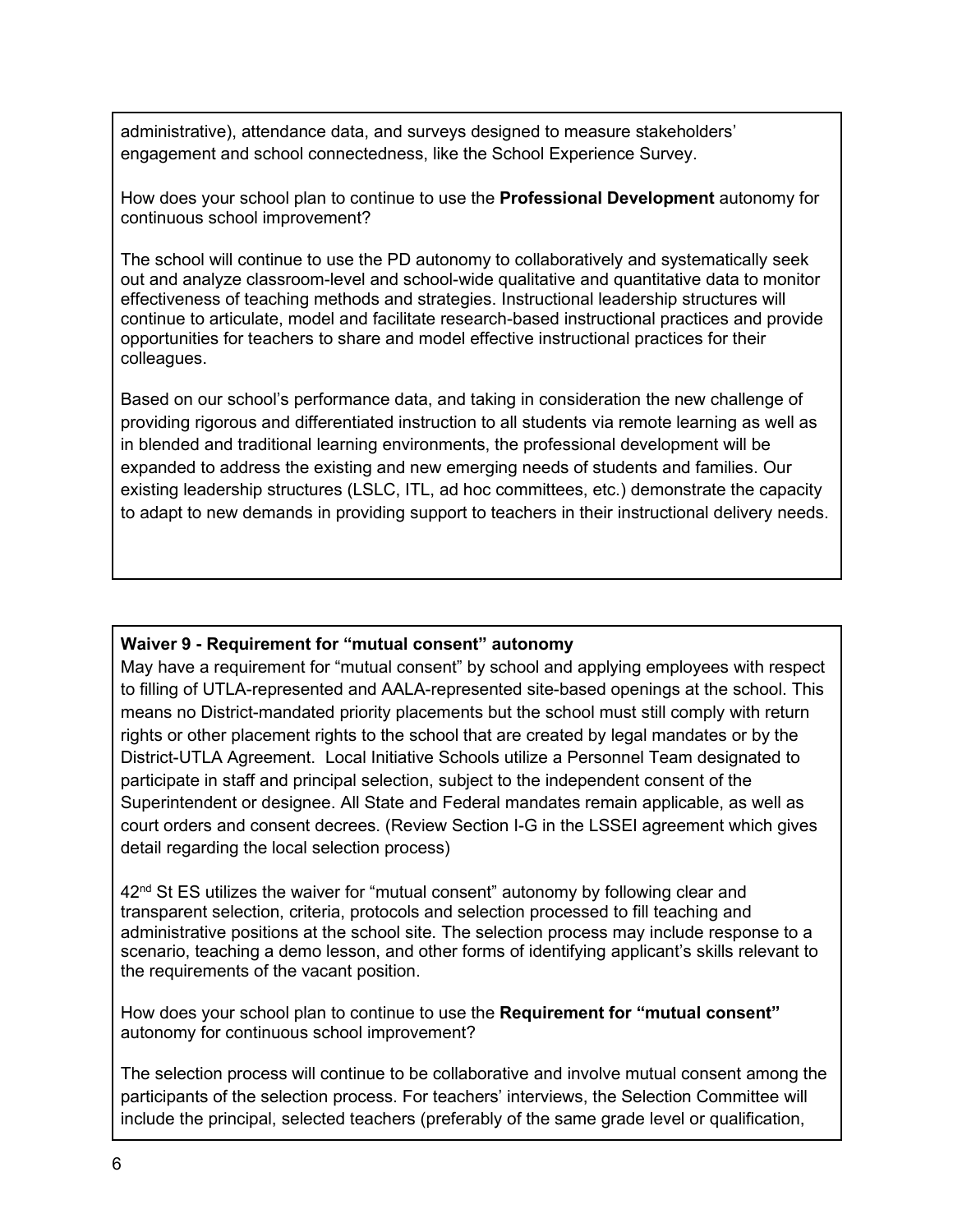administrative), attendance data, and surveys designed to measure stakeholders' engagement and school connectedness, like the School Experience Survey.

How does your school plan to continue to use the **Professional Development** autonomy for continuous school improvement?

The school will continue to use the PD autonomy to collaboratively and systematically seek out and analyze classroom-level and school-wide qualitative and quantitative data to monitor effectiveness of teaching methods and strategies. Instructional leadership structures will continue to articulate, model and facilitate research-based instructional practices and provide opportunities for teachers to share and model effective instructional practices for their colleagues.

Based on our school's performance data, and taking in consideration the new challenge of providing rigorous and differentiated instruction to all students via remote learning as well as in blended and traditional learning environments, the professional development will be expanded to address the existing and new emerging needs of students and families. Our existing leadership structures (LSLC, ITL, ad hoc committees, etc.) demonstrate the capacity to adapt to new demands in providing support to teachers in their instructional delivery needs.

**Waiver 9 - Requirement for "mutual consent" autonomy**

May have a requirement for "mutual consent" by school and applying employees with respect to filling of UTLA-represented and AALA-represented site-based openings at the school. This means no District-mandated priority placements but the school must still comply with return rights or other placement rights to the school that are created by legal mandates or by the District-UTLA Agreement. Local Initiative Schools utilize a Personnel Team designated to participate in staff and principal selection, subject to the independent consent of the Superintendent or designee. All State and Federal mandates remain applicable, as well as court orders and consent decrees. (Review Section I-G in the LSSEI agreement which gives detail regarding the local selection process)

42nd St ES utilizes the waiver for "mutual consent" autonomy by following clear and transparent selection, criteria, protocols and selection processed to fill teaching and administrative positions at the school site. The selection process may include response to a scenario, teaching a demo lesson, and other forms of identifying applicant's skills relevant to the requirements of the vacant position.

How does your school plan to continue to use the **Requirement for "mutual consent"** autonomy for continuous school improvement?

The selection process will continue to be collaborative and involve mutual consent among the participants of the selection process. For teachers' interviews, the Selection Committee will include the principal, selected teachers (preferably of the same grade level or qualification,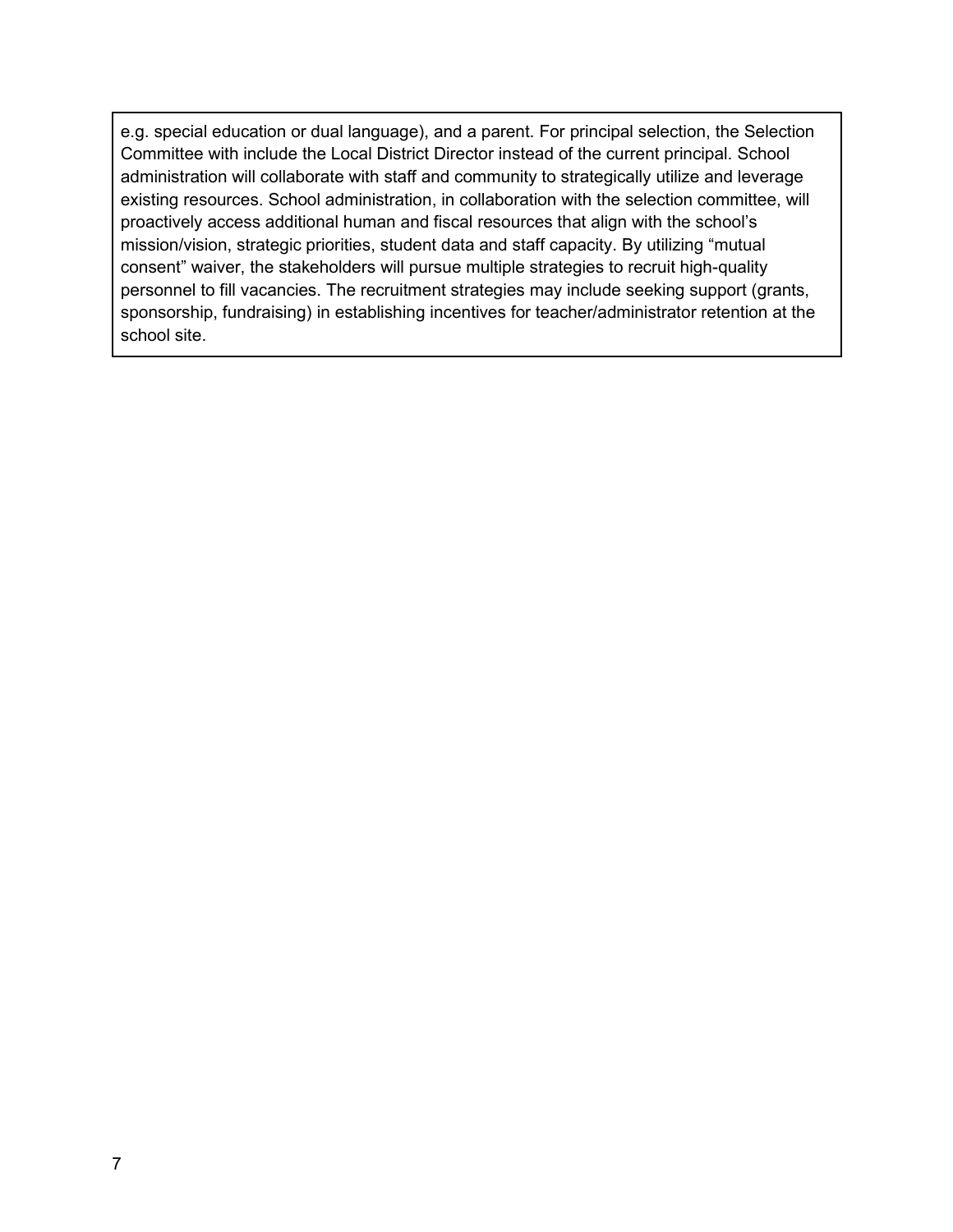e.g. special education or dual language), and a parent. For principal selection, the Selection Committee with include the Local District Director instead of the current principal. School administration will collaborate with staff and community to strategically utilize and leverage existing resources. School administration, in collaboration with the selection committee, will proactively access additional human and fiscal resources that align with the school's mission/vision, strategic priorities, student data and staff capacity. By utilizing "mutual consent" waiver, the stakeholders will pursue multiple strategies to recruit high-quality personnel to fill vacancies. The recruitment strategies may include seeking support (grants, sponsorship, fundraising) in establishing incentives for teacher/administrator retention at the school site.